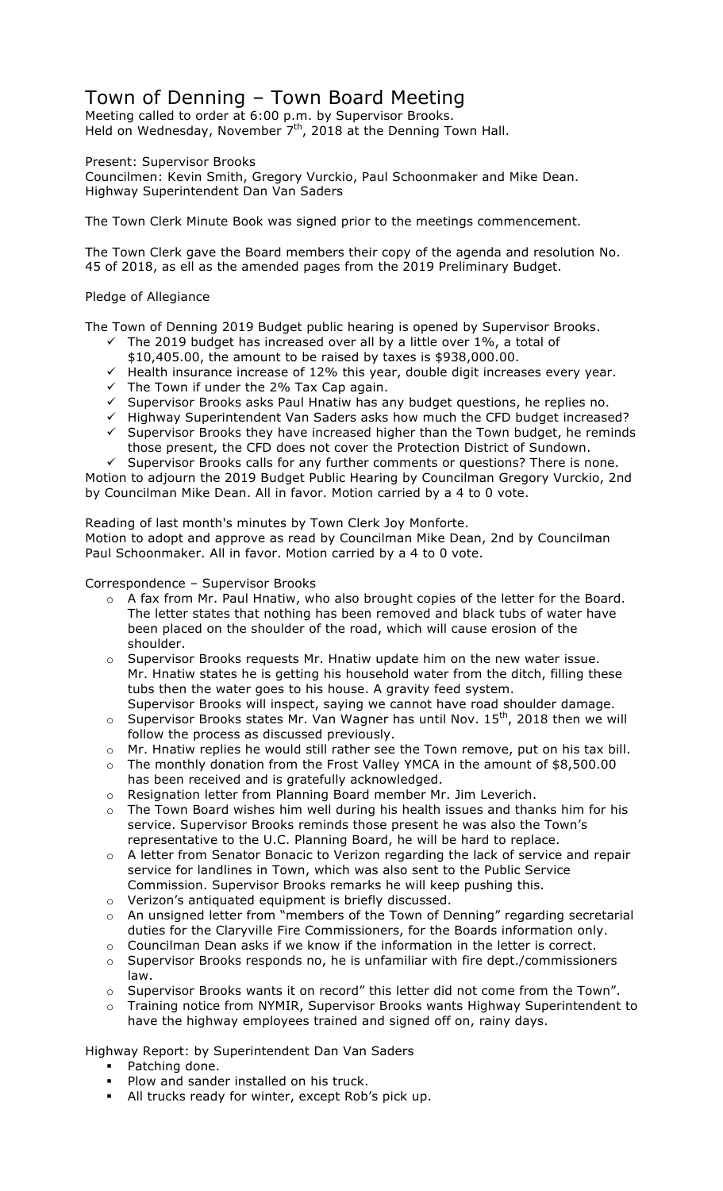# Town of Denning – Town Board Meeting

Meeting called to order at 6:00 p.m. by Supervisor Brooks.
Held on Wednesday, November 7th, 2018 at the Denning Town Hall.

Present: Supervisor Brooks
Councilmen: Kevin Smith, Gregory Vurckio, Paul Schoonmaker and Mike Dean.
Highway Superintendent Dan Van Saders

The Town Clerk Minute Book was signed prior to the meetings commencement.

The Town Clerk gave the Board members their copy of the agenda and resolution No. 45 of 2018, as ell as the amended pages from the 2019 Preliminary Budget.

Pledge of Allegiance

The Town of Denning 2019 Budget public hearing is opened by Supervisor Brooks.

- ✓ The 2019 budget has increased over all by a little over 1%, a total of $10,405.00, the amount to be raised by taxes is $938,000.00.
- ✓ Health insurance increase of 12% this year, double digit increases every year.
- ✓ The Town if under the 2% Tax Cap again.
- ✓ Supervisor Brooks asks Paul Hnatiw has any budget questions, he replies no.
- ✓ Highway Superintendent Van Saders asks how much the CFD budget increased?
- ✓ Supervisor Brooks they have increased higher than the Town budget, he reminds those present, the CFD does not cover the Protection District of Sundown.
- ✓ Supervisor Brooks calls for any further comments or questions? There is none.

Motion to adjourn the 2019 Budget Public Hearing by Councilman Gregory Vurckio, 2nd by Councilman Mike Dean. All in favor. Motion carried by a 4 to 0 vote.

Reading of last month's minutes by Town Clerk Joy Monforte.
Motion to adopt and approve as read by Councilman Mike Dean, 2nd by Councilman Paul Schoonmaker. All in favor. Motion carried by a 4 to 0 vote.

Correspondence – Supervisor Brooks

- A fax from Mr. Paul Hnatiw, who also brought copies of the letter for the Board. The letter states that nothing has been removed and black tubs of water have been placed on the shoulder of the road, which will cause erosion of the shoulder.
- Supervisor Brooks requests Mr. Hnatiw update him on the new water issue. Mr. Hnatiw states he is getting his household water from the ditch, filling these tubs then the water goes to his house. A gravity feed system. Supervisor Brooks will inspect, saying we cannot have road shoulder damage.
- Supervisor Brooks states Mr. Van Wagner has until Nov. 15th, 2018 then we will follow the process as discussed previously.
- Mr. Hnatiw replies he would still rather see the Town remove, put on his tax bill.
- The monthly donation from the Frost Valley YMCA in the amount of $8,500.00 has been received and is gratefully acknowledged.
- Resignation letter from Planning Board member Mr. Jim Leverich.
- The Town Board wishes him well during his health issues and thanks him for his service. Supervisor Brooks reminds those present he was also the Town's representative to the U.C. Planning Board, he will be hard to replace.
- A letter from Senator Bonacic to Verizon regarding the lack of service and repair service for landlines in Town, which was also sent to the Public Service Commission. Supervisor Brooks remarks he will keep pushing this.
- Verizon's antiquated equipment is briefly discussed.
- An unsigned letter from "members of the Town of Denning" regarding secretarial duties for the Claryville Fire Commissioners, for the Boards information only.
- Councilman Dean asks if we know if the information in the letter is correct.
- Supervisor Brooks responds no, he is unfamiliar with fire dept./commissioners law.
- Supervisor Brooks wants it on record" this letter did not come from the Town".
- Training notice from NYMIR, Supervisor Brooks wants Highway Superintendent to have the highway employees trained and signed off on, rainy days.

Highway Report: by Superintendent Dan Van Saders

- Patching done.
- Plow and sander installed on his truck.
- All trucks ready for winter, except Rob's pick up.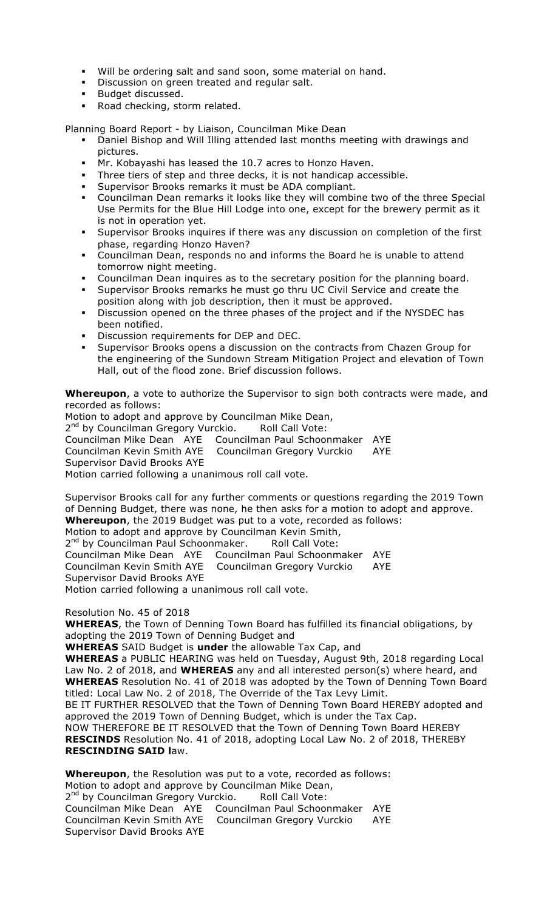- Will be ordering salt and sand soon, some material on hand.
- Discussion on green treated and regular salt.
- Budget discussed.
- Road checking, storm related.

Planning Board Report - by Liaison, Councilman Mike Dean

- Daniel Bishop and Will Illing attended last months meeting with drawings and pictures.
- Mr. Kobayashi has leased the 10.7 acres to Honzo Haven.
- Three tiers of step and three decks, it is not handicap accessible.
- Supervisor Brooks remarks it must be ADA compliant.
- Councilman Dean remarks it looks like they will combine two of the three Special Use Permits for the Blue Hill Lodge into one, except for the brewery permit as it is not in operation yet.
- Supervisor Brooks inquires if there was any discussion on completion of the first phase, regarding Honzo Haven?
- Councilman Dean, responds no and informs the Board he is unable to attend tomorrow night meeting.
- Councilman Dean inquires as to the secretary position for the planning board.
- Supervisor Brooks remarks he must go thru UC Civil Service and create the position along with job description, then it must be approved.
- Discussion opened on the three phases of the project and if the NYSDEC has been notified.
- Discussion requirements for DEP and DEC.
- Supervisor Brooks opens a discussion on the contracts from Chazen Group for the engineering of the Sundown Stream Mitigation Project and elevation of Town Hall, out of the flood zone. Brief discussion follows.

**Whereupon**, a vote to authorize the Supervisor to sign both contracts were made, and recorded as follows:
Motion to adopt and approve by Councilman Mike Dean,
2nd by Councilman Gregory Vurckio. Roll Call Vote:
Councilman Mike Dean AYE Councilman Paul Schoonmaker AYE
Councilman Kevin Smith AYE Councilman Gregory Vurckio AYE
Supervisor David Brooks AYE
Motion carried following a unanimous roll call vote.

Supervisor Brooks call for any further comments or questions regarding the 2019 Town of Denning Budget, there was none, he then asks for a motion to adopt and approve.
**Whereupon**, the 2019 Budget was put to a vote, recorded as follows:
Motion to adopt and approve by Councilman Kevin Smith,
2nd by Councilman Paul Schoonmaker. Roll Call Vote:
Councilman Mike Dean AYE Councilman Paul Schoonmaker AYE
Councilman Kevin Smith AYE Councilman Gregory Vurckio AYE
Supervisor David Brooks AYE
Motion carried following a unanimous roll call vote.

Resolution No. 45 of 2018
**WHEREAS**, the Town of Denning Town Board has fulfilled its financial obligations, by adopting the 2019 Town of Denning Budget and
**WHEREAS** SAID Budget is **under** the allowable Tax Cap, and
**WHEREAS** a PUBLIC HEARING was held on Tuesday, August 9th, 2018 regarding Local Law No. 2 of 2018, and **WHEREAS** any and all interested person(s) where heard, and
**WHEREAS** Resolution No. 41 of 2018 was adopted by the Town of Denning Town Board titled: Local Law No. 2 of 2018, The Override of the Tax Levy Limit.
BE IT FURTHER RESOLVED that the Town of Denning Town Board HEREBY adopted and approved the 2019 Town of Denning Budget, which is under the Tax Cap.
NOW THEREFORE BE IT RESOLVED that the Town of Denning Town Board HEREBY **RESCINDS** Resolution No. 41 of 2018, adopting Local Law No. 2 of 2018, THEREBY **RESCINDING SAID l**aw.

**Whereupon**, the Resolution was put to a vote, recorded as follows:
Motion to adopt and approve by Councilman Mike Dean,
2nd by Councilman Gregory Vurckio. Roll Call Vote:
Councilman Mike Dean AYE Councilman Paul Schoonmaker AYE
Councilman Kevin Smith AYE Councilman Gregory Vurckio AYE
Supervisor David Brooks AYE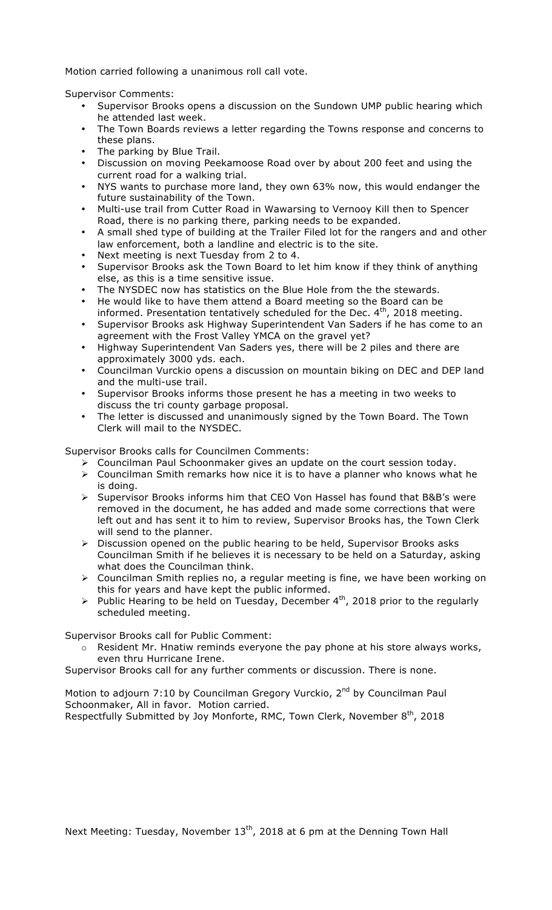Motion carried following a unanimous roll call vote.

Supervisor Comments:

- Supervisor Brooks opens a discussion on the Sundown UMP public hearing which he attended last week.
- The Town Boards reviews a letter regarding the Towns response and concerns to these plans.
- The parking by Blue Trail.
- Discussion on moving Peekamoose Road over by about 200 feet and using the current road for a walking trial.
- NYS wants to purchase more land, they own 63% now, this would endanger the future sustainability of the Town.
- Multi-use trail from Cutter Road in Wawarsing to Vernooy Kill then to Spencer Road, there is no parking there, parking needs to be expanded.
- A small shed type of building at the Trailer Filed lot for the rangers and and other law enforcement, both a landline and electric is to the site.
- Next meeting is next Tuesday from 2 to 4.
- Supervisor Brooks ask the Town Board to let him know if they think of anything else, as this is a time sensitive issue.
- The NYSDEC now has statistics on the Blue Hole from the the stewards.
- He would like to have them attend a Board meeting so the Board can be informed. Presentation tentatively scheduled for the Dec. 4th, 2018 meeting.
- Supervisor Brooks ask Highway Superintendent Van Saders if he has come to an agreement with the Frost Valley YMCA on the gravel yet?
- Highway Superintendent Van Saders yes, there will be 2 piles and there are approximately 3000 yds. each.
- Councilman Vurckio opens a discussion on mountain biking on DEC and DEP land and the multi-use trail.
- Supervisor Brooks informs those present he has a meeting in two weeks to discuss the tri county garbage proposal.
- The letter is discussed and unanimously signed by the Town Board. The Town Clerk will mail to the NYSDEC.

Supervisor Brooks calls for Councilmen Comments:

- Councilman Paul Schoonmaker gives an update on the court session today.
- Councilman Smith remarks how nice it is to have a planner who knows what he is doing.
- Supervisor Brooks informs him that CEO Von Hassel has found that B&B's were removed in the document, he has added and made some corrections that were left out and has sent it to him to review, Supervisor Brooks has, the Town Clerk will send to the planner.
- Discussion opened on the public hearing to be held, Supervisor Brooks asks Councilman Smith if he believes it is necessary to be held on a Saturday, asking what does the Councilman think.
- Councilman Smith replies no, a regular meeting is fine, we have been working on this for years and have kept the public informed.
- Public Hearing to be held on Tuesday, December 4th, 2018 prior to the regularly scheduled meeting.

Supervisor Brooks call for Public Comment:

- Resident Mr. Hnatiw reminds everyone the pay phone at his store always works, even thru Hurricane Irene.

Supervisor Brooks call for any further comments or discussion. There is none.

Motion to adjourn 7:10 by Councilman Gregory Vurckio, 2nd by Councilman Paul Schoonmaker, All in favor. Motion carried.
Respectfully Submitted by Joy Monforte, RMC, Town Clerk, November 8th, 2018

Next Meeting: Tuesday, November 13th, 2018 at 6 pm at the Denning Town Hall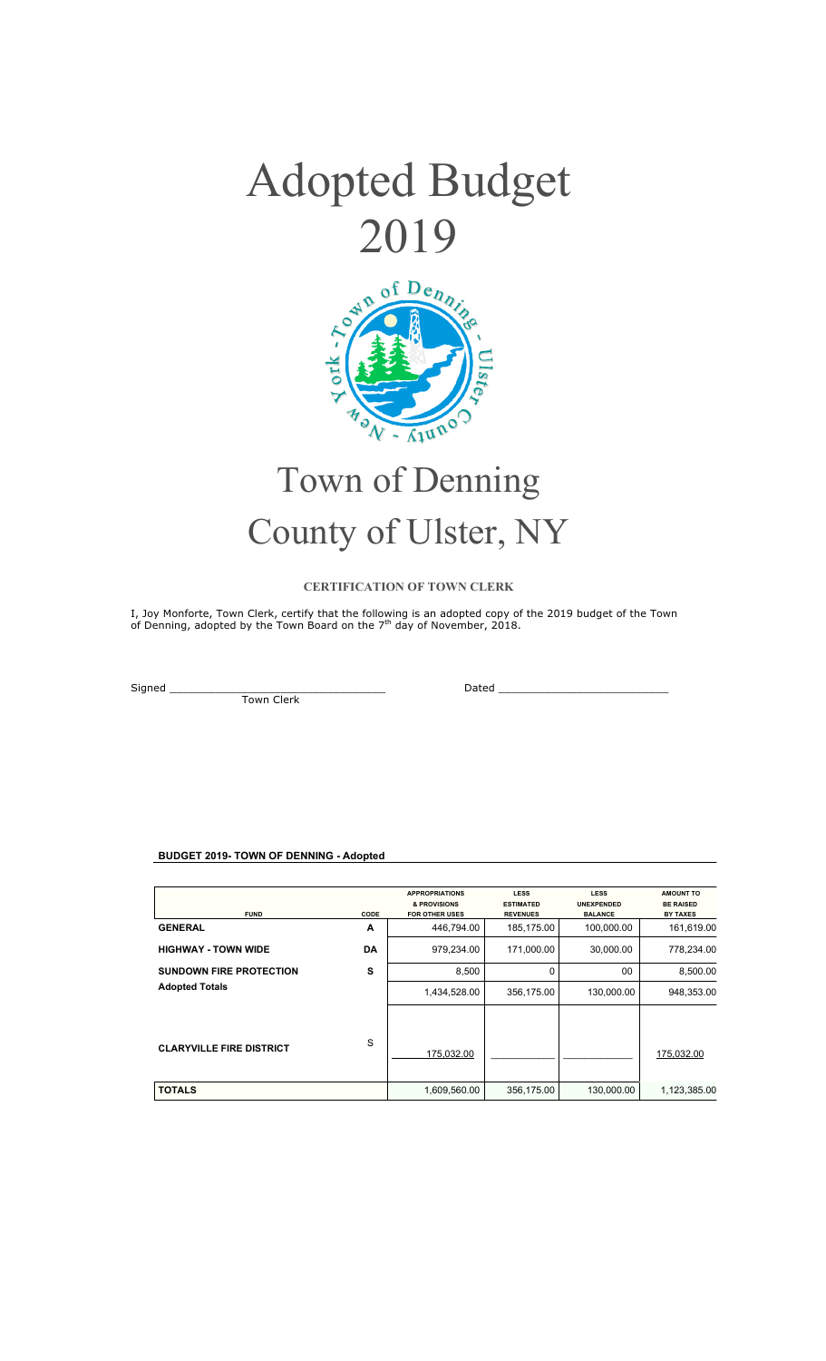# Adopted Budget 2019

# Town of Denning County of Ulster, NY

**CERTIFICATION OF TOWN CLERK**

I, Joy Monforte, Town Clerk, certify that the following is an adopted copy of the 2019 budget of the Town of Denning, adopted by the Town Board on the 7th day of November, 2018.

Signed \_\_\_\_\_\_\_\_\_\_\_\_\_\_\_\_\_\_\_\_\_\_\_\_\_\_\_\_\_\_\_\_ Dated \_\_\_\_\_\_\_\_\_\_\_\_\_\_\_\_\_\_\_\_\_\_\_\_\_\_

Town Clerk

**BUDGET 2019- TOWN OF DENNING - Adopted**

| FUND | CODE | APPROPRIATIONS & PROVISIONS FOR OTHER USES | LESS ESTIMATED REVENUES | LESS UNEXPENDED BALANCE | AMOUNT TO BE RAISED BY TAXES |
|---|---|---|---|---|---|
| **GENERAL** | **A** | 446,794.00 | 185,175.00 | 100,000.00 | 161,619.00 |
| **HIGHWAY - TOWN WIDE** | **DA** | 979,234.00 | 171,000.00 | 30,000.00 | 778,234.00 |
| **SUNDOWN FIRE PROTECTION** | **S** | 8,500 | 0 | 00 | 8,500.00 |
| **Adopted Totals** | | 1,434,528.00 | 356,175.00 | 130,000.00 | 948,353.00 |
| **CLARYVILLE FIRE DISTRICT** | S | 175,032.00 | \_\_\_\_\_\_\_\_\_\_ | \_\_\_\_\_\_\_\_\_\_ | 175,032.00 |
| **TOTALS** | | 1,609,560.00 | 356,175.00 | 130,000.00 | 1,123,385.00 |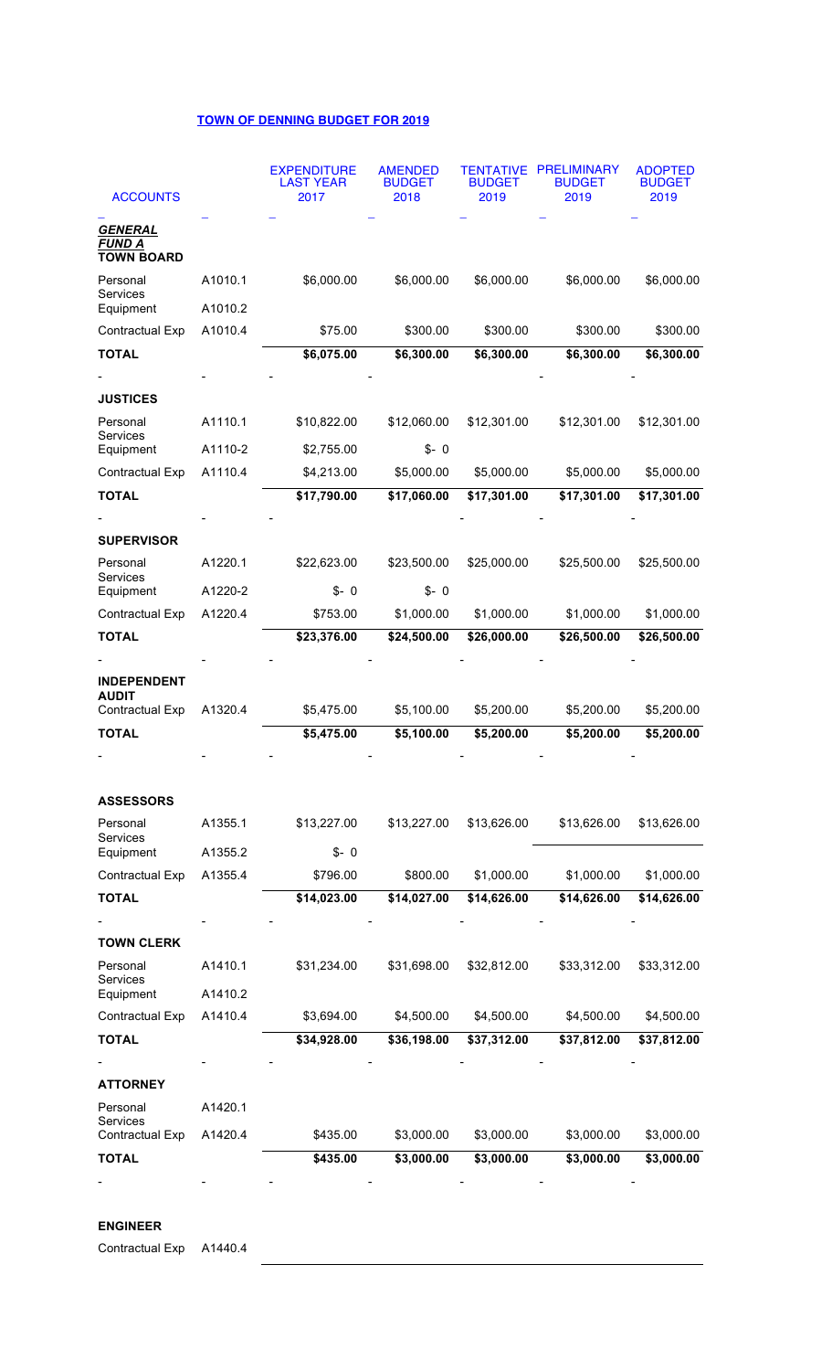**TOWN OF DENNING BUDGET FOR 2019**

| ACCOUNTS | | EXPENDITURE LAST YEAR 2017 | AMENDED BUDGET 2018 | TENTATIVE BUDGET 2019 | PRELIMINARY BUDGET 2019 | ADOPTED BUDGET 2019 |
|---|---|---|---|---|---|---|
| ***GENERAL FUND A* TOWN BOARD** | | | | | | |
| Personal Services | A1010.1 | $6,000.00 | $6,000.00 | $6,000.00 | $6,000.00 | $6,000.00 |
| Equipment | A1010.2 | | | | | |
| Contractual Exp | A1010.4 | $75.00 | $300.00 | $300.00 | $300.00 | $300.00 |
| **TOTAL** | | **$6,075.00** | **$6,300.00** | **$6,300.00** | **$6,300.00** | **$6,300.00** |
| - | - | - | - | - | - | - |
| **JUSTICES** | | | | | | |
| Personal Services | A1110.1 | $10,822.00 | $12,060.00 | $12,301.00 | $12,301.00 | $12,301.00 |
| Equipment | A1110-2 | $2,755.00 | $- 0 | | | |
| Contractual Exp | A1110.4 | $4,213.00 | $5,000.00 | $5,000.00 | $5,000.00 | $5,000.00 |
| **TOTAL** | | **$17,790.00** | **$17,060.00** | **$17,301.00** | **$17,301.00** | **$17,301.00** |
| - | - | - | - | - | - | - |
| **SUPERVISOR** | | | | | | |
| Personal Services | A1220.1 | $22,623.00 | $23,500.00 | $25,000.00 | $25,500.00 | $25,500.00 |
| Equipment | A1220-2 | $- 0 | $- 0 | | | |
| Contractual Exp | A1220.4 | $753.00 | $1,000.00 | $1,000.00 | $1,000.00 | $1,000.00 |
| **TOTAL** | | **$23,376.00** | **$24,500.00** | **$26,000.00** | **$26,500.00** | **$26,500.00** |
| - | - | - | - | - | - | - |
| **INDEPENDENT AUDIT** | | | | | | |
| Contractual Exp | A1320.4 | $5,475.00 | $5,100.00 | $5,200.00 | $5,200.00 | $5,200.00 |
| **TOTAL** | | **$5,475.00** | **$5,100.00** | **$5,200.00** | **$5,200.00** | **$5,200.00** |
| - | - | - | - | - | - | - |
| **ASSESSORS** | | | | | | |
| Personal Services | A1355.1 | $13,227.00 | $13,227.00 | $13,626.00 | $13,626.00 | $13,626.00 |
| Equipment | A1355.2 | $- 0 | | | | |
| Contractual Exp | A1355.4 | $796.00 | $800.00 | $1,000.00 | $1,000.00 | $1,000.00 |
| **TOTAL** | | **$14,023.00** | **$14,027.00** | **$14,626.00** | **$14,626.00** | **$14,626.00** |
| - | - | - | - | - | - | - |
| **TOWN CLERK** | | | | | | |
| Personal Services | A1410.1 | $31,234.00 | $31,698.00 | $32,812.00 | $33,312.00 | $33,312.00 |
| Equipment | A1410.2 | | | | | |
| Contractual Exp | A1410.4 | $3,694.00 | $4,500.00 | $4,500.00 | $4,500.00 | $4,500.00 |
| **TOTAL** | | **$34,928.00** | **$36,198.00** | **$37,312.00** | **$37,812.00** | **$37,812.00** |
| - | - | - | - | - | - | - |
| **ATTORNEY** | | | | | | |
| Personal Services | A1420.1 | | | | | |
| Contractual Exp | A1420.4 | $435.00 | $3,000.00 | $3,000.00 | $3,000.00 | $3,000.00 |
| **TOTAL** | | **$435.00** | **$3,000.00** | **$3,000.00** | **$3,000.00** | **$3,000.00** |
| - | - | - | - | - | - | - |
| **ENGINEER** | | | | | | |
| Contractual Exp | A1440.4 | | | | | |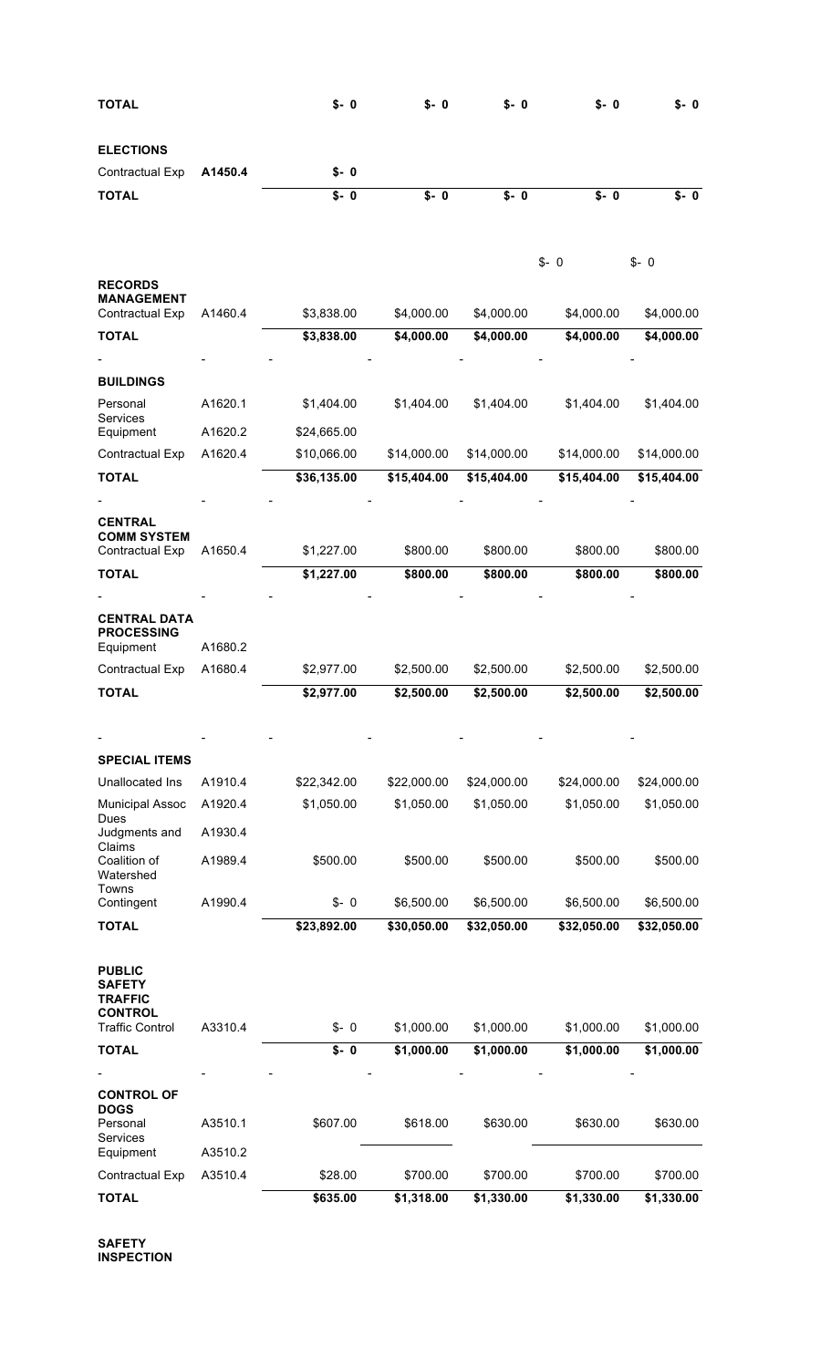| | | | | | | |
|---|---|---|---|---|---|---|
| **TOTAL** | | **$- 0** | **$- 0** | **$- 0** | **$- 0** | **$- 0** |
| **ELECTIONS** | | | | | | |
| Contractual Exp | **A1450.4** | **$- 0** | | | | |
| **TOTAL** | | **$- 0** | **$- 0** | **$- 0** | **$- 0** | **$- 0** |
| | | | | | $- 0 | $- 0 |
| **RECORDS MANAGEMENT** | | | | | | |
| Contractual Exp | A1460.4 | $3,838.00 | $4,000.00 | $4,000.00 | $4,000.00 | $4,000.00 |
| **TOTAL** | | **$3,838.00** | **$4,000.00** | **$4,000.00** | **$4,000.00** | **$4,000.00** |
| - | - | - | - | - | - | - |
| **BUILDINGS** | | | | | | |
| Personal Services | A1620.1 | $1,404.00 | $1,404.00 | $1,404.00 | $1,404.00 | $1,404.00 |
| Equipment | A1620.2 | $24,665.00 | | | | |
| Contractual Exp | A1620.4 | $10,066.00 | $14,000.00 | $14,000.00 | $14,000.00 | $14,000.00 |
| **TOTAL** | | **$36,135.00** | **$15,404.00** | **$15,404.00** | **$15,404.00** | **$15,404.00** |
| - | - | - | - | - | - | - |
| **CENTRAL COMM SYSTEM** | | | | | | |
| Contractual Exp | A1650.4 | $1,227.00 | $800.00 | $800.00 | $800.00 | $800.00 |
| **TOTAL** | | **$1,227.00** | **$800.00** | **$800.00** | **$800.00** | **$800.00** |
| - | - | - | - | - | - | - |
| **CENTRAL DATA PROCESSING** | | | | | | |
| Equipment | A1680.2 | | | | | |
| Contractual Exp | A1680.4 | $2,977.00 | $2,500.00 | $2,500.00 | $2,500.00 | $2,500.00 |
| **TOTAL** | | **$2,977.00** | **$2,500.00** | **$2,500.00** | **$2,500.00** | **$2,500.00** |
| - | - | - | - | - | - | - |
| **SPECIAL ITEMS** | | | | | | |
| Unallocated Ins | A1910.4 | $22,342.00 | $22,000.00 | $24,000.00 | $24,000.00 | $24,000.00 |
| Municipal Assoc Dues | A1920.4 | $1,050.00 | $1,050.00 | $1,050.00 | $1,050.00 | $1,050.00 |
| Judgments and Claims | A1930.4 | | | | | |
| Coalition of Watershed Towns | A1989.4 | $500.00 | $500.00 | $500.00 | $500.00 | $500.00 |
| Contingent | A1990.4 | $- 0 | $6,500.00 | $6,500.00 | $6,500.00 | $6,500.00 |
| **TOTAL** | | **$23,892.00** | **$30,050.00** | **$32,050.00** | **$32,050.00** | **$32,050.00** |
| **PUBLIC SAFETY TRAFFIC CONTROL** | | | | | | |
| Traffic Control | A3310.4 | $- 0 | $1,000.00 | $1,000.00 | $1,000.00 | $1,000.00 |
| **TOTAL** | | **$- 0** | **$1,000.00** | **$1,000.00** | **$1,000.00** | **$1,000.00** |
| - | - | - | - | - | - | - |
| **CONTROL OF DOGS** | | | | | | |
| Personal Services | A3510.1 | $607.00 | $618.00 | $630.00 | $630.00 | $630.00 |
| Equipment | A3510.2 | | | | | |
| Contractual Exp | A3510.4 | $28.00 | $700.00 | $700.00 | $700.00 | $700.00 |
| **TOTAL** | | **$635.00** | **$1,318.00** | **$1,330.00** | **$1,330.00** | **$1,330.00** |

**SAFETY INSPECTION**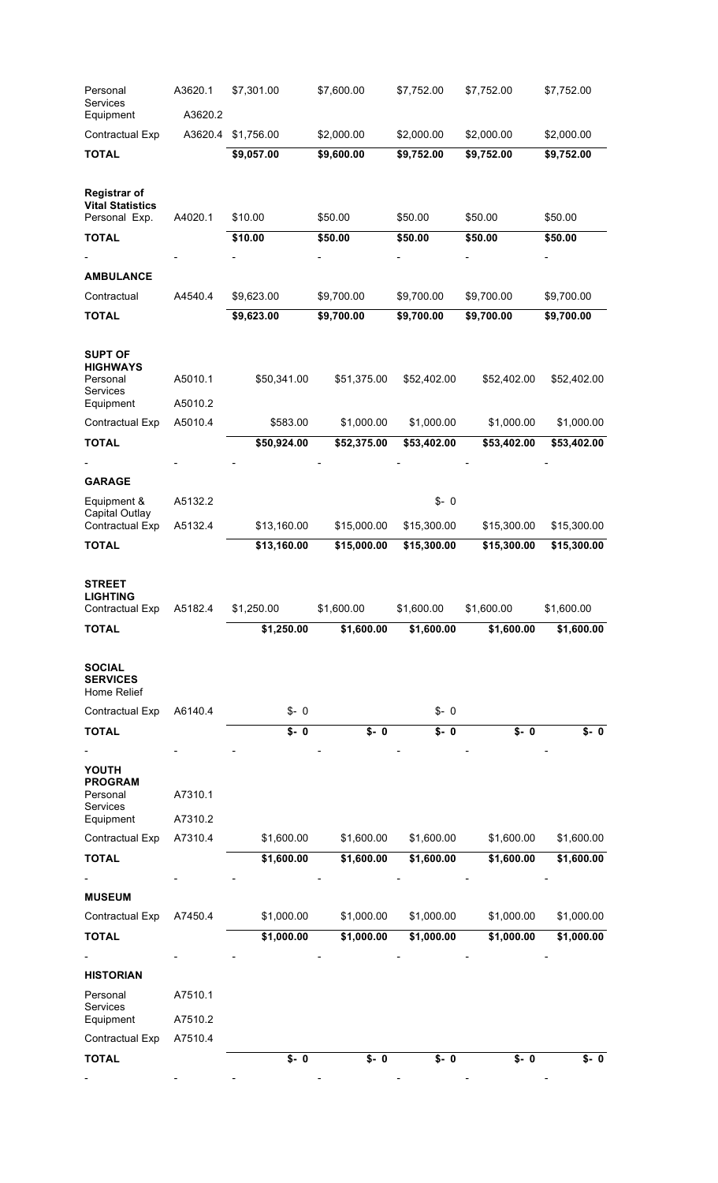| | | | | | | |
|---|---|---|---|---|---|---|
| Personal Services | A3620.1 | $7,301.00 | $7,600.00 | $7,752.00 | $7,752.00 | $7,752.00 |
| Equipment | A3620.2 | | | | | |
| Contractual Exp | A3620.4 | $1,756.00 | $2,000.00 | $2,000.00 | $2,000.00 | $2,000.00 |
| **TOTAL** | | **$9,057.00** | **$9,600.00** | **$9,752.00** | **$9,752.00** | **$9,752.00** |
| **Registrar of Vital Statistics** | | | | | | |
| Personal Exp. | A4020.1 | $10.00 | $50.00 | $50.00 | $50.00 | $50.00 |
| **TOTAL** | | **$10.00** | **$50.00** | **$50.00** | **$50.00** | **$50.00** |
| - | - | - | - | - | - | - |
| **AMBULANCE** | | | | | | |
| Contractual | A4540.4 | $9,623.00 | $9,700.00 | $9,700.00 | $9,700.00 | $9,700.00 |
| **TOTAL** | | **$9,623.00** | **$9,700.00** | **$9,700.00** | **$9,700.00** | **$9,700.00** |
| **SUPT OF HIGHWAYS** | | | | | | |
| Personal Services | A5010.1 | $50,341.00 | $51,375.00 | $52,402.00 | $52,402.00 | $52,402.00 |
| Equipment | A5010.2 | | | | | |
| Contractual Exp | A5010.4 | $583.00 | $1,000.00 | $1,000.00 | $1,000.00 | $1,000.00 |
| **TOTAL** | | **$50,924.00** | **$52,375.00** | **$53,402.00** | **$53,402.00** | **$53,402.00** |
| - | - | - | - | - | - | - |
| **GARAGE** | | | | | | |
| Equipment & Capital Outlay | A5132.2 | | | $- 0 | | |
| Contractual Exp | A5132.4 | $13,160.00 | $15,000.00 | $15,300.00 | $15,300.00 | $15,300.00 |
| **TOTAL** | | **$13,160.00** | **$15,000.00** | **$15,300.00** | **$15,300.00** | **$15,300.00** |
| **STREET LIGHTING** | | | | | | |
| Contractual Exp | A5182.4 | $1,250.00 | $1,600.00 | $1,600.00 | $1,600.00 | $1,600.00 |
| **TOTAL** | | **$1,250.00** | **$1,600.00** | **$1,600.00** | **$1,600.00** | **$1,600.00** |
| **SOCIAL SERVICES** Home Relief | | | | | | |
| Contractual Exp | A6140.4 | $- 0 | | $- 0 | | |
| **TOTAL** | | **$- 0** | **$- 0** | **$- 0** | **$- 0** | **$- 0** |
| - | - | - | - | - | - | - |
| **YOUTH PROGRAM** | | | | | | |
| Personal Services | A7310.1 | | | | | |
| Equipment | A7310.2 | | | | | |
| Contractual Exp | A7310.4 | $1,600.00 | $1,600.00 | $1,600.00 | $1,600.00 | $1,600.00 |
| **TOTAL** | | **$1,600.00** | **$1,600.00** | **$1,600.00** | **$1,600.00** | **$1,600.00** |
| - | - | - | - | - | - | - |
| **MUSEUM** | | | | | | |
| Contractual Exp | A7450.4 | $1,000.00 | $1,000.00 | $1,000.00 | $1,000.00 | $1,000.00 |
| **TOTAL** | | **$1,000.00** | **$1,000.00** | **$1,000.00** | **$1,000.00** | **$1,000.00** |
| - | - | - | - | - | - | - |
| **HISTORIAN** | | | | | | |
| Personal Services | A7510.1 | | | | | |
| Equipment | A7510.2 | | | | | |
| Contractual Exp | A7510.4 | | | | | |
| **TOTAL** | | **$- 0** | **$- 0** | **$- 0** | **$- 0** | **$- 0** |
| - | - | - | - | - | - | - |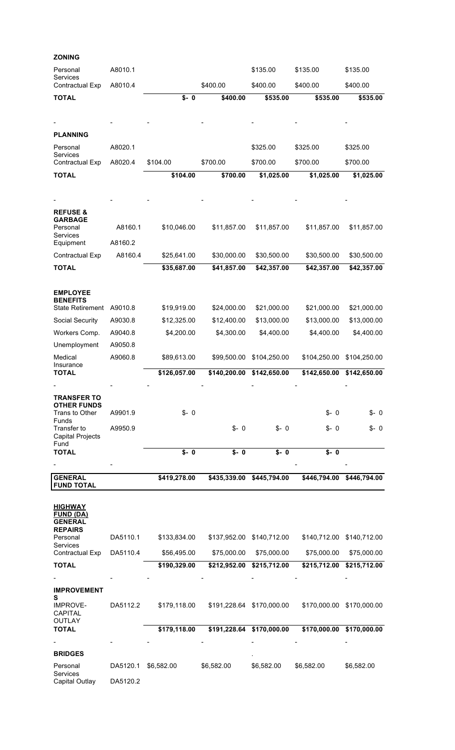| | | | | | | |
|---|---|---|---|---|---|---|
| **ZONING** | | | | | | |
| Personal Services | A8010.1 | | | $135.00 | $135.00 | $135.00 |
| Contractual Exp | A8010.4 | | $400.00 | $400.00 | $400.00 | $400.00 |
| **TOTAL** | | **$- 0** | **$400.00** | **$535.00** | **$535.00** | **$535.00** |
| - | - | - | - | - | - | - |
| **PLANNING** | | | | | | |
| Personal Services | A8020.1 | | | $325.00 | $325.00 | $325.00 |
| Contractual Exp | A8020.4 | $104.00 | $700.00 | $700.00 | $700.00 | $700.00 |
| **TOTAL** | | **$104.00** | **$700.00** | **$1,025.00** | **$1,025.00** | **$1,025.00** |
| - | - | - | - | - | - | - |
| **REFUSE & GARBAGE** | | | | | | |
| Personal Services | A8160.1 | $10,046.00 | $11,857.00 | $11,857.00 | $11,857.00 | $11,857.00 |
| Equipment | A8160.2 | | | | | |
| Contractual Exp | A8160.4 | $25,641.00 | $30,000.00 | $30,500.00 | $30,500.00 | $30,500.00 |
| **TOTAL** | | **$35,687.00** | **$41,857.00** | **$42,357.00** | **$42,357.00** | **$42,357.00** |
| **EMPLOYEE BENEFITS** | | | | | | |
| State Retirement | A9010.8 | $19,919.00 | $24,000.00 | $21,000.00 | $21,000.00 | $21,000.00 |
| Social Security | A9030.8 | $12,325.00 | $12,400.00 | $13,000.00 | $13,000.00 | $13,000.00 |
| Workers Comp. | A9040.8 | $4,200.00 | $4,300.00 | $4,400.00 | $4,400.00 | $4,400.00 |
| Unemployment | A9050.8 | | | | | |
| Medical Insurance | A9060.8 | $89,613.00 | $99,500.00 | $104,250.00 | $104,250.00 | $104,250.00 |
| **TOTAL** | | **$126,057.00** | **$140,200.00** | **$142,650.00** | **$142,650.00** | **$142,650.00** |
| - | - | - | - | - | - | - |
| **TRANSFER TO OTHER FUNDS** | | | | | | |
| Trans to Other Funds | A9901.9 | $- 0 | | | $- 0 | $- 0 |
| Transfer to Capital Projects Fund | A9950.9 | | $- 0 | $- 0 | $- 0 | $- 0 |
| **TOTAL** | | **$- 0** | **$- 0** | **$- 0** | **$- 0** | |
| - | - | | | | - | - |
| **GENERAL FUND TOTAL** | | **$419,278.00** | **$435,339.00** | **$445,794.00** | **$446,794.00** | **$446,794.00** |
| **HIGHWAY FUND (DA) GENERAL REPAIRS** | | | | | | |
| Personal Services | DA5110.1 | $133,834.00 | $137,952.00 | $140,712.00 | $140,712.00 | $140,712.00 |
| Contractual Exp | DA5110.4 | $56,495.00 | $75,000.00 | $75,000.00 | $75,000.00 | $75,000.00 |
| **TOTAL** | | **$190,329.00** | **$212,952.00** | **$215,712.00** | **$215,712.00** | **$215,712.00** |
| - | - | - | - | - | - | - |
| **IMPROVEMENTS** | | | | | | |
| IMPROVE-CAPITAL OUTLAY | DA5112.2 | $179,118.00 | $191,228.64 | $170,000.00 | $170,000.00 | $170,000.00 |
| **TOTAL** | | **$179,118.00** | **$191,228.64** | **$170,000.00** | **$170,000.00** | **$170,000.00** |
| - | - | - | - | - | - | - |
| **BRIDGES** | | | | . | | |
| Personal Services | DA5120.1 | $6,582.00 | $6,582.00 | $6,582.00 | $6,582.00 | $6,582.00 |
| Capital Outlay | DA5120.2 | | | | | |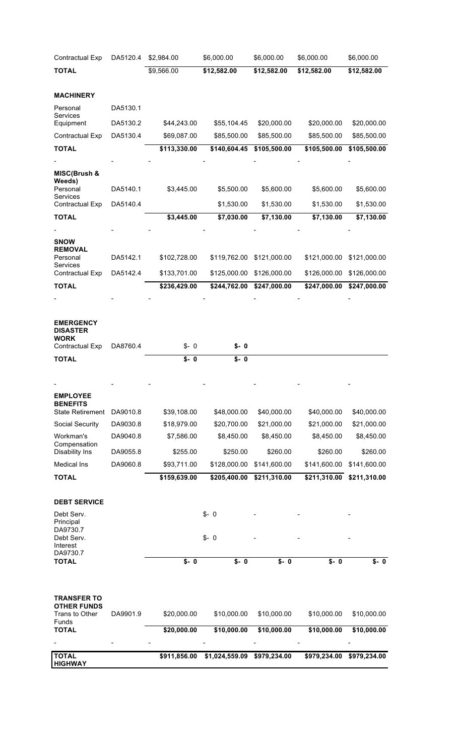| | | | | | | |
|---|---|---|---|---|---|---|
| Contractual Exp | DA5120.4 | $2,984.00 | $6,000.00 | $6,000.00 | $6,000.00 | $6,000.00 |
| **TOTAL** | | $9,566.00 | **$12,582.00** | **$12,582.00** | **$12,582.00** | **$12,582.00** |
| **MACHINERY** | | | | | | |
| Personal Services | DA5130.1 | | | | | |
| Equipment | DA5130.2 | $44,243.00 | $55,104.45 | $20,000.00 | $20,000.00 | $20,000.00 |
| Contractual Exp | DA5130.4 | $69,087.00 | $85,500.00 | $85,500.00 | $85,500.00 | $85,500.00 |
| **TOTAL** | | **$113,330.00** | **$140,604.45** | **$105,500.00** | **$105,500.00** | **$105,500.00** |
| - | - | - | - | - | - | - |
| **MISC(Brush & Weeds)** | | | | | | |
| Personal Services | DA5140.1 | $3,445.00 | $5,500.00 | $5,600.00 | $5,600.00 | $5,600.00 |
| Contractual Exp | DA5140.4 | | $1,530.00 | $1,530.00 | $1,530.00 | $1,530.00 |
| **TOTAL** | | **$3,445.00** | **$7,030.00** | **$7,130.00** | **$7,130.00** | **$7,130.00** |
| - | - | - | - | - | - | - |
| **SNOW REMOVAL** | | | | | | |
| Personal Services | DA5142.1 | $102,728.00 | $119,762.00 | $121,000.00 | $121,000.00 | $121,000.00 |
| Contractual Exp | DA5142.4 | $133,701.00 | $125,000.00 | $126,000.00 | $126,000.00 | $126,000.00 |
| **TOTAL** | | **$236,429.00** | **$244,762.00** | **$247,000.00** | **$247,000.00** | **$247,000.00** |
| - | - | - | - | - | - | - |
| **EMERGENCY DISASTER WORK** | | | | | | |
| Contractual Exp | DA8760.4 | $- 0 | **$- 0** | | | |
| **TOTAL** | | **$- 0** | **$- 0** | | | |
| - | - | - | - | - | - | - |
| **EMPLOYEE BENEFITS** | | | | | | |
| State Retirement | DA9010.8 | $39,108.00 | $48,000.00 | $40,000.00 | $40,000.00 | $40,000.00 |
| Social Security | DA9030.8 | $18,979.00 | $20,700.00 | $21,000.00 | $21,000.00 | $21,000.00 |
| Workman's Compensation | DA9040.8 | $7,586.00 | $8,450.00 | $8,450.00 | $8,450.00 | $8,450.00 |
| Disability Ins | DA9055.8 | $255.00 | $250.00 | $260.00 | $260.00 | $260.00 |
| Medical Ins | DA9060.8 | $93,711.00 | $128,000.00 | $141,600.00 | $141,600.00 | $141,600.00 |
| **TOTAL** | | **$159,639.00** | **$205,400.00** | **$211,310.00** | **$211,310.00** | **$211,310.00** |
| **DEBT SERVICE** | | | | | | |
| Debt Serv. Principal DA9730.7 | | | $- 0 | - | - | - |
| Debt Serv. Interest DA9730.7 | | | $- 0 | - | - | - |
| **TOTAL** | | **$- 0** | **$- 0** | **$- 0** | **$- 0** | **$- 0** |
| **TRANSFER TO OTHER FUNDS** | | | | | | |
| Trans to Other Funds | DA9901.9 | $20,000.00 | $10,000.00 | $10,000.00 | $10,000.00 | $10,000.00 |
| **TOTAL** | | **$20,000.00** | **$10,000.00** | **$10,000.00** | **$10,000.00** | **$10,000.00** |
| - | - | - | - | - | - | - |
| **TOTAL HIGHWAY** | | **$911,856.00** | **$1,024,559.09** | **$979,234.00** | **$979,234.00** | **$979,234.00** |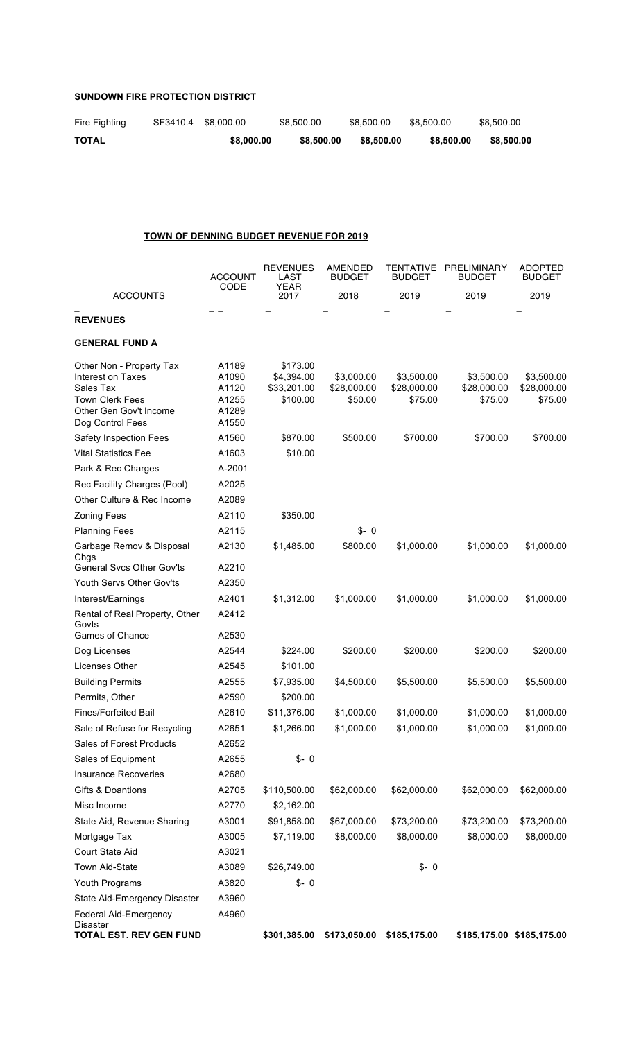**SUNDOWN FIRE PROTECTION DISTRICT**

| | | | | | | |
|---|---|---|---|---|---|---|
| Fire Fighting | SF3410.4 | $8,000.00 | $8,500.00 | $8,500.00 | $8,500.00 | $8,500.00 |
| **TOTAL** | | **$8,000.00** | **$8,500.00** | **$8,500.00** | **$8,500.00** | **$8,500.00** |

**TOWN OF DENNING BUDGET REVENUE FOR 2019**

| ACCOUNTS | ACCOUNT CODE | REVENUES LAST YEAR 2017 | AMENDED BUDGET 2018 | TENTATIVE BUDGET 2019 | PRELIMINARY BUDGET 2019 | ADOPTED BUDGET 2019 |
|---|---|---|---|---|---|---|
| **REVENUES** | | | | | | |
| **GENERAL FUND A** | | | | | | |
| Other Non - Property Tax | A1189 | $173.00 | | | | |
| Interest on Taxes | A1090 | $4,394.00 | $3,000.00 | $3,500.00 | $3,500.00 | $3,500.00 |
| Sales Tax | A1120 | $33,201.00 | $28,000.00 | $28,000.00 | $28,000.00 | $28,000.00 |
| Town Clerk Fees | A1255 | $100.00 | $50.00 | $75.00 | $75.00 | $75.00 |
| Other Gen Gov't Income | A1289 | | | | | |
| Dog Control Fees | A1550 | | | | | |
| Safety Inspection Fees | A1560 | $870.00 | $500.00 | $700.00 | $700.00 | $700.00 |
| Vital Statistics Fee | A1603 | $10.00 | | | | |
| Park & Rec Charges | A-2001 | | | | | |
| Rec Facility Charges (Pool) | A2025 | | | | | |
| Other Culture & Rec Income | A2089 | | | | | |
| Zoning Fees | A2110 | $350.00 | | | | |
| Planning Fees | A2115 | | $- 0 | | | |
| Garbage Remov & Disposal Chgs | A2130 | $1,485.00 | $800.00 | $1,000.00 | $1,000.00 | $1,000.00 |
| General Svcs Other Gov'ts | A2210 | | | | | |
| Youth Servs Other Gov'ts | A2350 | | | | | |
| Interest/Earnings | A2401 | $1,312.00 | $1,000.00 | $1,000.00 | $1,000.00 | $1,000.00 |
| Rental of Real Property, Other Govts | A2412 | | | | | |
| Games of Chance | A2530 | | | | | |
| Dog Licenses | A2544 | $224.00 | $200.00 | $200.00 | $200.00 | $200.00 |
| Licenses Other | A2545 | $101.00 | | | | |
| Building Permits | A2555 | $7,935.00 | $4,500.00 | $5,500.00 | $5,500.00 | $5,500.00 |
| Permits, Other | A2590 | $200.00 | | | | |
| Fines/Forfeited Bail | A2610 | $11,376.00 | $1,000.00 | $1,000.00 | $1,000.00 | $1,000.00 |
| Sale of Refuse for Recycling | A2651 | $1,266.00 | $1,000.00 | $1,000.00 | $1,000.00 | $1,000.00 |
| Sales of Forest Products | A2652 | | | | | |
| Sales of Equipment | A2655 | $- 0 | | | | |
| Insurance Recoveries | A2680 | | | | | |
| Gifts & Doantions | A2705 | $110,500.00 | $62,000.00 | $62,000.00 | $62,000.00 | $62,000.00 |
| Misc Income | A2770 | $2,162.00 | | | | |
| State Aid, Revenue Sharing | A3001 | $91,858.00 | $67,000.00 | $73,200.00 | $73,200.00 | $73,200.00 |
| Mortgage Tax | A3005 | $7,119.00 | $8,000.00 | $8,000.00 | $8,000.00 | $8,000.00 |
| Court State Aid | A3021 | | | | | |
| Town Aid-State | A3089 | $26,749.00 | | $- 0 | | |
| Youth Programs | A3820 | $- 0 | | | | |
| State Aid-Emergency Disaster | A3960 | | | | | |
| Federal Aid-Emergency Disaster | A4960 | | | | | |
| **TOTAL EST. REV GEN FUND** | | **$301,385.00** | **$173,050.00** | **$185,175.00** | **$185,175.00** | **$185,175.00** |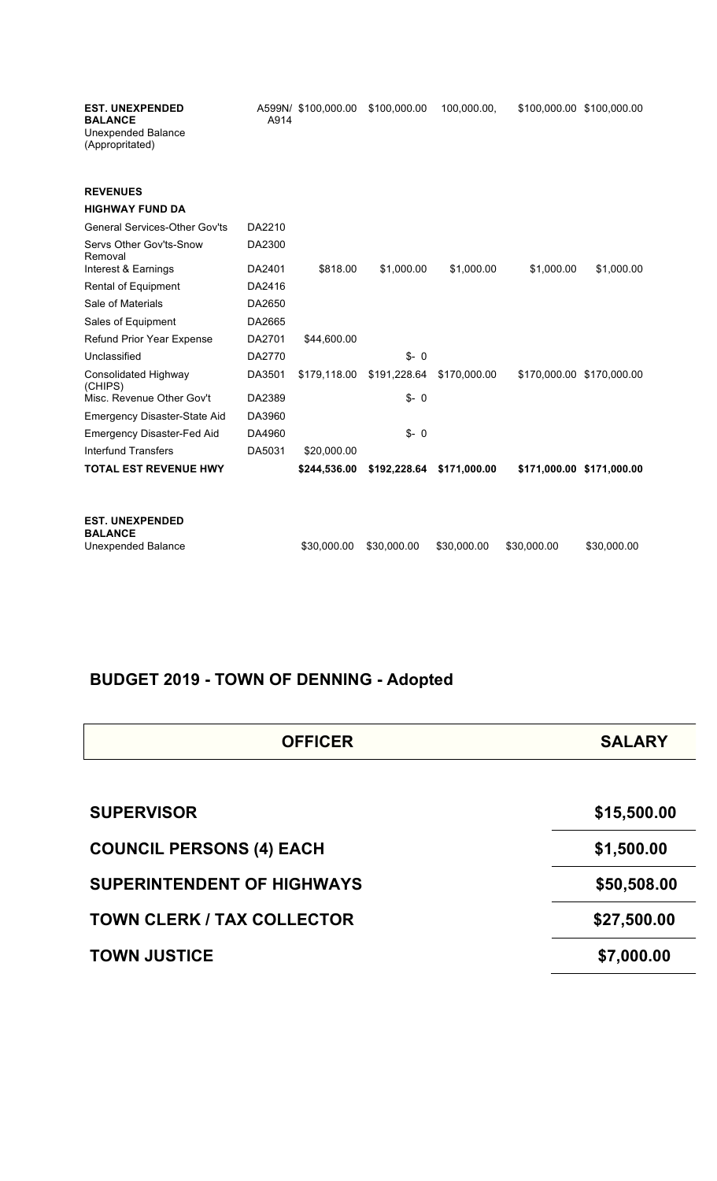| | | | | | | |
|---|---|---|---|---|---|---|
| **EST. UNEXPENDED BALANCE** Unexpended Balance (Appropritated) | A599N/ A914 | $100,000.00 | $100,000.00 | 100,000.00, | $100,000.00 | $100,000.00 |

| | | | | | | |
|---|---|---|---|---|---|---|
| **REVENUES** | | | | | | |
| **HIGHWAY FUND DA** | | | | | | |
| General Services-Other Gov'ts | DA2210 | | | | | |
| Servs Other Gov'ts-Snow Removal | DA2300 | | | | | |
| Interest & Earnings | DA2401 | $818.00 | $1,000.00 | $1,000.00 | $1,000.00 | $1,000.00 |
| Rental of Equipment | DA2416 | | | | | |
| Sale of Materials | DA2650 | | | | | |
| Sales of Equipment | DA2665 | | | | | |
| Refund Prior Year Expense | DA2701 | $44,600.00 | | | | |
| Unclassified | DA2770 | | $- 0 | | | |
| Consolidated Highway (CHIPS) | DA3501 | $179,118.00 | $191,228.64 | $170,000.00 | $170,000.00 | $170,000.00 |
| Misc. Revenue Other Gov't | DA2389 | | $- 0 | | | |
| Emergency Disaster-State Aid | DA3960 | | | | | |
| Emergency Disaster-Fed Aid | DA4960 | | $- 0 | | | |
| Interfund Transfers | DA5031 | $20,000.00 | | | | |
| **TOTAL EST REVENUE HWY** | | **$244,536.00** | **$192,228.64** | **$171,000.00** | **$171,000.00** | **$171,000.00** |

| | | | | | | |
|---|---|---|---|---|---|---|
| **EST. UNEXPENDED BALANCE** Unexpended Balance | | $30,000.00 | $30,000.00 | $30,000.00 | $30,000.00 | $30,000.00 |

## BUDGET 2019 - TOWN OF DENNING - Adopted

| OFFICER | SALARY |
|---|---|
| **SUPERVISOR** | **$15,500.00** |
| **COUNCIL PERSONS (4) EACH** | **$1,500.00** |
| **SUPERINTENDENT OF HIGHWAYS** | **$50,508.00** |
| **TOWN CLERK / TAX COLLECTOR** | **$27,500.00** |
| **TOWN JUSTICE** | **$7,000.00** |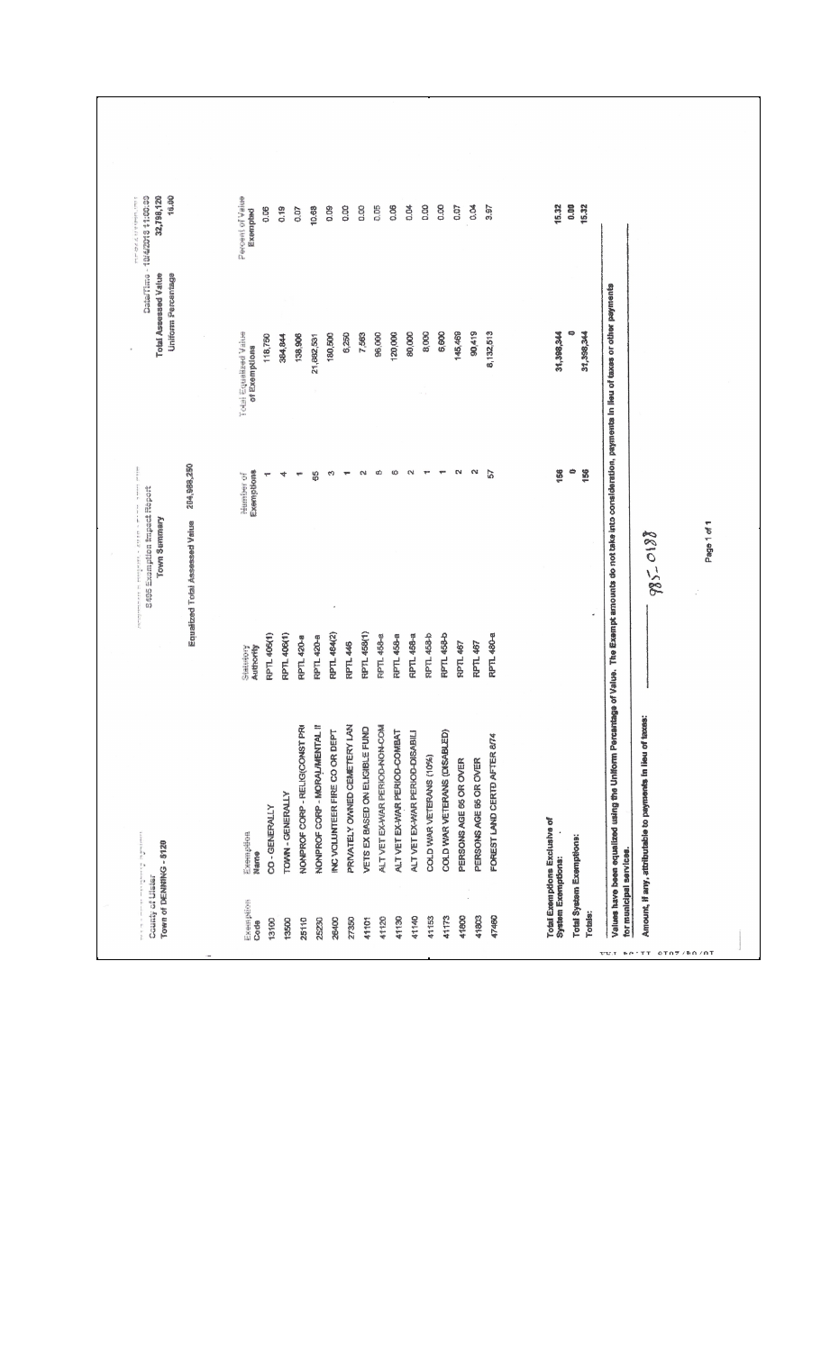County of Ulster
Town of DENNING - 5120

S495 Exemption Impact Report
Town Summary

Date/Time - 10/4/2018 11:00:00
Total Assessed Value 32,798,120
Uniform Percentage 16.00

Equalized Total Assessed Value 204,988,250

| Exemption Code | Exemption Name | Statutory Authority | Number of Exemptions | Total Equalized Value of Exemptions | Percent of Value Exempted |
|---|---|---|---|---|---|
| 13100 | CO - GENERALLY | RPTL 406(1) | 1 | 118,750 | 0.06 |
| 13500 | TOWN - GENERALLY | RPTL 406(1) | 4 | 384,844 | 0.19 |
| 25110 | NONPROF CORP - RELIG(CONST PR | RPTL 420-a | 1 | 138,906 | 0.07 |
| 25230 | NONPROF CORP - MORAL/MENTAL I | RPTL 420-a | 65 | 21,882,531 | 10.68 |
| 26400 | INC VOLUNTEER FIRE CO OR DEPT | RPTL 464(2) | 3 | 180,500 | 0.09 |
| 27350 | PRIVATELY OWNED CEMETERY LAN | RPTL 446 | 1 | 6,250 | 0.00 |
| 41101 | VETS EX BASED ON ELIGIBLE FUND | RPTL 458(1) | 2 | 7,563 | 0.00 |
| 41120 | ALT VET EX-WAR PERIOD-NON-COM | RPTL 458-a | 8 | 96,000 | 0.05 |
| 41130 | ALT VET EX-WAR PERIOD-COMBAT | RPTL 458-a | 6 | 120,000 | 0.06 |
| 41140 | ALT VET EX-WAR PERIOD-DISABIL | RPTL 458-a | 2 | 80,000 | 0.04 |
| 41153 | COLD WAR VETERANS (10%) | RPTL 458-b | 1 | 8,000 | 0.00 |
| 41173 | COLD WAR VETERANS (DISABLED) | RPTL 458-b | 1 | 6,600 | 0.00 |
| 41800 | PERSONS AGE 65 OR OVER | RPTL 467 | 2 | 145,469 | 0.07 |
| 41803 | PERSONS AGE 65 OR OVER | RPTL 467 | 2 | 90,419 | 0.04 |
| 47460 | FOREST LAND CERTD AFTER 8/74 | RPTL 480-a | 57 | 8,132,513 | 3.97 |
| **Total Exemptions Exclusive of System Exemptions:** | | | 156 | 31,398,344 | 15.32 |
| **Total System Exemptions:** | | | 0 | 0 | 0.00 |
| **Totals:** | | | 156 | 31,398,344 | 15.32 |

Values have been equalized using the Uniform Percentage of Value. The Exempt amounts do not take into consideration, payments in lieu of taxes or other payments for municipal services.

Amount, if any, attributable to payments in lieu of taxes: 985-0188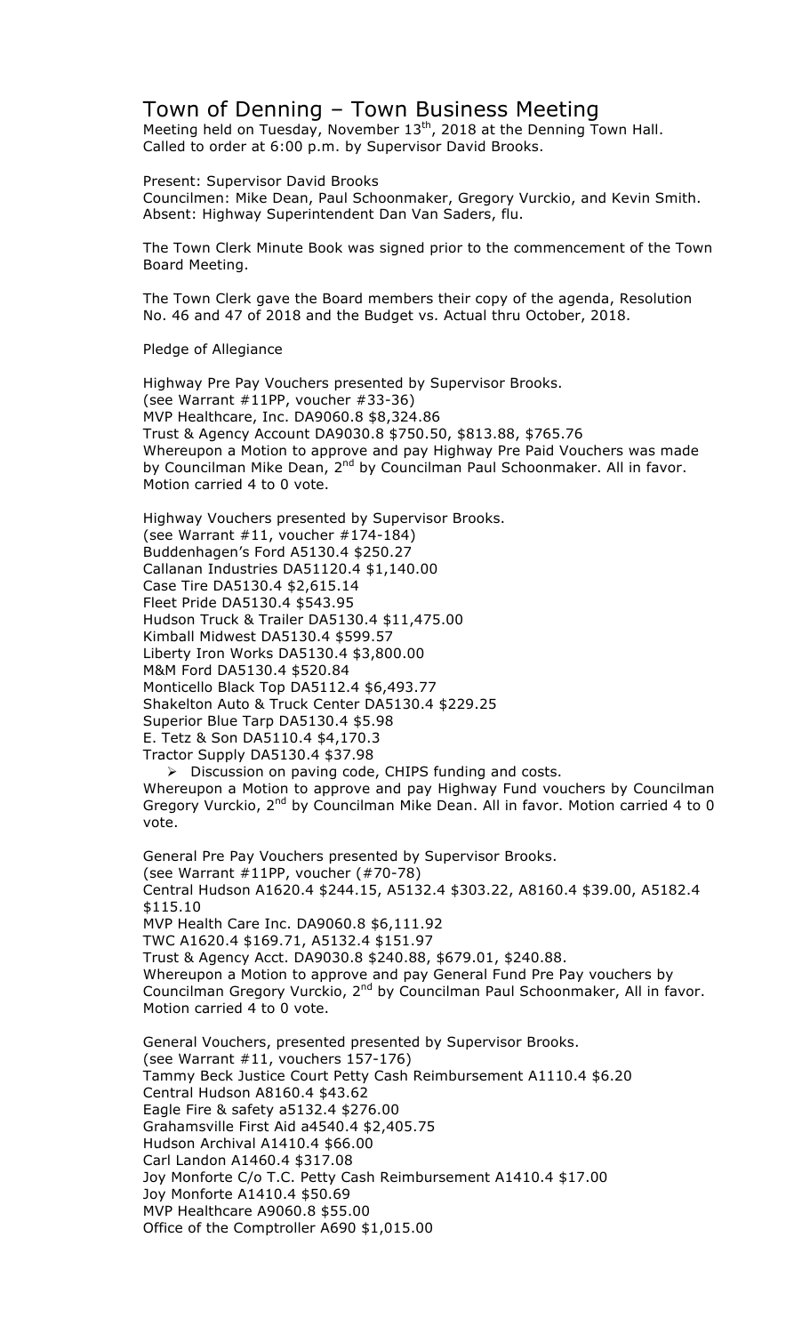# Town of Denning – Town Business Meeting

Meeting held on Tuesday, November 13th, 2018 at the Denning Town Hall.
Called to order at 6:00 p.m. by Supervisor David Brooks.

Present: Supervisor David Brooks
Councilmen: Mike Dean, Paul Schoonmaker, Gregory Vurckio, and Kevin Smith.
Absent: Highway Superintendent Dan Van Saders, flu.

The Town Clerk Minute Book was signed prior to the commencement of the Town Board Meeting.

The Town Clerk gave the Board members their copy of the agenda, Resolution No. 46 and 47 of 2018 and the Budget vs. Actual thru October, 2018.

Pledge of Allegiance

Highway Pre Pay Vouchers presented by Supervisor Brooks.
(see Warrant #11PP, voucher #33-36)
MVP Healthcare, Inc. DA9060.8 $8,324.86
Trust & Agency Account DA9030.8 $750.50, $813.88, $765.76
Whereupon a Motion to approve and pay Highway Pre Paid Vouchers was made by Councilman Mike Dean, 2nd by Councilman Paul Schoonmaker. All in favor. Motion carried 4 to 0 vote.

Highway Vouchers presented by Supervisor Brooks.
(see Warrant #11, voucher #174-184)
Buddenhagen's Ford A5130.4 $250.27
Callanan Industries DA51120.4 $1,140.00
Case Tire DA5130.4 $2,615.14
Fleet Pride DA5130.4 $543.95
Hudson Truck & Trailer DA5130.4 $11,475.00
Kimball Midwest DA5130.4 $599.57
Liberty Iron Works DA5130.4 $3,800.00
M&M Ford DA5130.4 $520.84
Monticello Black Top DA5112.4 $6,493.77
Shakelton Auto & Truck Center DA5130.4 $229.25
Superior Blue Tarp DA5130.4 $5.98
E. Tetz & Son DA5110.4 $4,170.3
Tractor Supply DA5130.4 $37.98

- Discussion on paving code, CHIPS funding and costs.

Whereupon a Motion to approve and pay Highway Fund vouchers by Councilman Gregory Vurckio, 2nd by Councilman Mike Dean. All in favor. Motion carried 4 to 0 vote.

General Pre Pay Vouchers presented by Supervisor Brooks.
(see Warrant #11PP, voucher (#70-78)
Central Hudson A1620.4 $244.15, A5132.4 $303.22, A8160.4 $39.00, A5182.4 $115.10
MVP Health Care Inc. DA9060.8 $6,111.92
TWC A1620.4 $169.71, A5132.4 $151.97
Trust & Agency Acct. DA9030.8 $240.88, $679.01, $240.88.
Whereupon a Motion to approve and pay General Fund Pre Pay vouchers by Councilman Gregory Vurckio, 2nd by Councilman Paul Schoonmaker, All in favor. Motion carried 4 to 0 vote.

General Vouchers, presented presented by Supervisor Brooks.
(see Warrant #11, vouchers 157-176)
Tammy Beck Justice Court Petty Cash Reimbursement A1110.4 $6.20
Central Hudson A8160.4 $43.62
Eagle Fire & safety a5132.4 $276.00
Grahamsville First Aid a4540.4 $2,405.75
Hudson Archival A1410.4 $66.00
Carl Landon A1460.4 $317.08
Joy Monforte C/o T.C. Petty Cash Reimbursement A1410.4 $17.00
Joy Monforte A1410.4 $50.69
MVP Healthcare A9060.8 $55.00
Office of the Comptroller A690 $1,015.00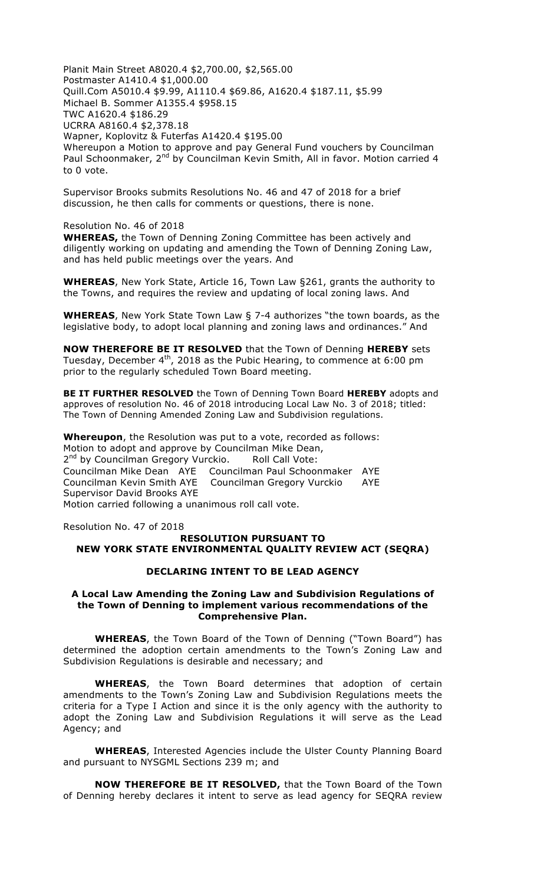Planit Main Street A8020.4 $2,700.00, $2,565.00
Postmaster A1410.4 $1,000.00
Quill.Com A5010.4 $9.99, A1110.4 $69.86, A1620.4 $187.11, $5.99
Michael B. Sommer A1355.4 $958.15
TWC A1620.4 $186.29
UCRRA A8160.4 $2,378.18
Wapner, Koplovitz & Futerfas A1420.4 $195.00
Whereupon a Motion to approve and pay General Fund vouchers by Councilman Paul Schoonmaker, 2nd by Councilman Kevin Smith, All in favor. Motion carried 4 to 0 vote.

Supervisor Brooks submits Resolutions No. 46 and 47 of 2018 for a brief discussion, he then calls for comments or questions, there is none.

Resolution No. 46 of 2018

**WHEREAS,** the Town of Denning Zoning Committee has been actively and diligently working on updating and amending the Town of Denning Zoning Law, and has held public meetings over the years. And

**WHEREAS**, New York State, Article 16, Town Law §261, grants the authority to the Towns, and requires the review and updating of local zoning laws. And

**WHEREAS**, New York State Town Law § 7-4 authorizes "the town boards, as the legislative body, to adopt local planning and zoning laws and ordinances." And

**NOW THEREFORE BE IT RESOLVED** that the Town of Denning **HEREBY** sets Tuesday, December 4th, 2018 as the Pubic Hearing, to commence at 6:00 pm prior to the regularly scheduled Town Board meeting.

**BE IT FURTHER RESOLVED** the Town of Denning Town Board **HEREBY** adopts and approves of resolution No. 46 of 2018 introducing Local Law No. 3 of 2018; titled: The Town of Denning Amended Zoning Law and Subdivision regulations.

**Whereupon**, the Resolution was put to a vote, recorded as follows:
Motion to adopt and approve by Councilman Mike Dean,
2nd by Councilman Gregory Vurckio. Roll Call Vote:
Councilman Mike Dean AYE Councilman Paul Schoonmaker AYE
Councilman Kevin Smith AYE Councilman Gregory Vurckio AYE
Supervisor David Brooks AYE
Motion carried following a unanimous roll call vote.

Resolution No. 47 of 2018

**RESOLUTION PURSUANT TO**
**NEW YORK STATE ENVIRONMENTAL QUALITY REVIEW ACT (SEQRA)**

**DECLARING INTENT TO BE LEAD AGENCY**

**A Local Law Amending the Zoning Law and Subdivision Regulations of the Town of Denning to implement various recommendations of the Comprehensive Plan.**

**WHEREAS**, the Town Board of the Town of Denning ("Town Board") has determined the adoption certain amendments to the Town's Zoning Law and Subdivision Regulations is desirable and necessary; and

**WHEREAS**, the Town Board determines that adoption of certain amendments to the Town's Zoning Law and Subdivision Regulations meets the criteria for a Type I Action and since it is the only agency with the authority to adopt the Zoning Law and Subdivision Regulations it will serve as the Lead Agency; and

**WHEREAS**, Interested Agencies include the Ulster County Planning Board and pursuant to NYSGML Sections 239 m; and

**NOW THEREFORE BE IT RESOLVED,** that the Town Board of the Town of Denning hereby declares it intent to serve as lead agency for SEQRA review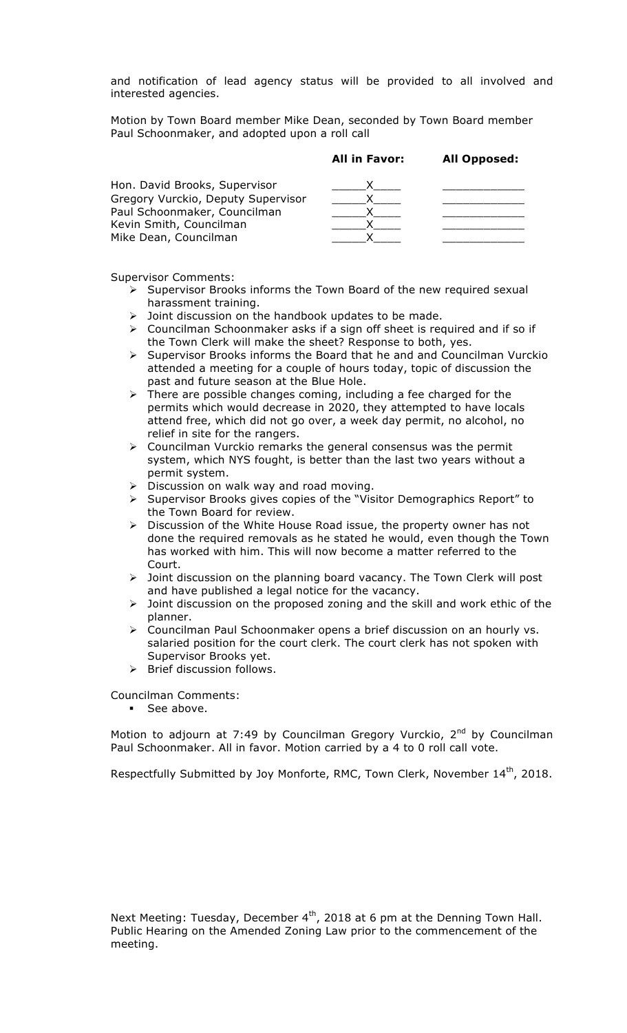and notification of lead agency status will be provided to all involved and interested agencies.

Motion by Town Board member Mike Dean, seconded by Town Board member Paul Schoonmaker, and adopted upon a roll call

| | All in Favor: | All Opposed: |
|---|---|---|
| Hon. David Brooks, Supervisor | X | |
| Gregory Vurckio, Deputy Supervisor | X | |
| Paul Schoonmaker, Councilman | X | |
| Kevin Smith, Councilman | X | |
| Mike Dean, Councilman | X | |

Supervisor Comments:

- Supervisor Brooks informs the Town Board of the new required sexual harassment training.
- Joint discussion on the handbook updates to be made.
- Councilman Schoonmaker asks if a sign off sheet is required and if so if the Town Clerk will make the sheet? Response to both, yes.
- Supervisor Brooks informs the Board that he and and Councilman Vurckio attended a meeting for a couple of hours today, topic of discussion the past and future season at the Blue Hole.
- There are possible changes coming, including a fee charged for the permits which would decrease in 2020, they attempted to have locals attend free, which did not go over, a week day permit, no alcohol, no relief in site for the rangers.
- Councilman Vurckio remarks the general consensus was the permit system, which NYS fought, is better than the last two years without a permit system.
- Discussion on walk way and road moving.
- Supervisor Brooks gives copies of the "Visitor Demographics Report" to the Town Board for review.
- Discussion of the White House Road issue, the property owner has not done the required removals as he stated he would, even though the Town has worked with him. This will now become a matter referred to the Court.
- Joint discussion on the planning board vacancy. The Town Clerk will post and have published a legal notice for the vacancy.
- Joint discussion on the proposed zoning and the skill and work ethic of the planner.
- Councilman Paul Schoonmaker opens a brief discussion on an hourly vs. salaried position for the court clerk. The court clerk has not spoken with Supervisor Brooks yet.
- Brief discussion follows.

Councilman Comments:

- See above.

Motion to adjourn at 7:49 by Councilman Gregory Vurckio, 2nd by Councilman Paul Schoonmaker. All in favor. Motion carried by a 4 to 0 roll call vote.

Respectfully Submitted by Joy Monforte, RMC, Town Clerk, November 14th, 2018.

Next Meeting: Tuesday, December 4th, 2018 at 6 pm at the Denning Town Hall. Public Hearing on the Amended Zoning Law prior to the commencement of the meeting.